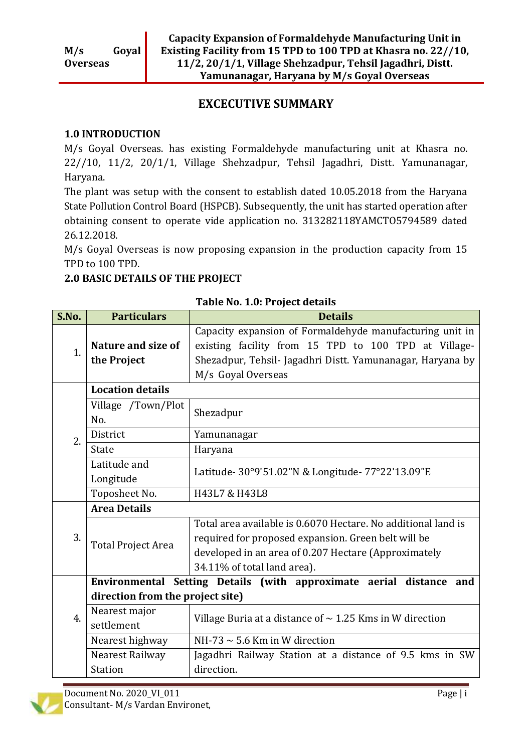# EXCECUTIVE SUMMARY

## 1.0 INTRODUCTION

M/s Goyal Overseas. has existing Formaldehyde manufacturing unit at Khasra no. 22//10, 11/2, 20/1/1, Village Shehzadpur, Tehsil Jagadhri, Distt. Yamunanagar, Haryana.

The plant was setup with the consent to establish dated 10.05.2018 from the Haryana State Pollution Control Board (HSPCB). Subsequently, the unit has started operation after obtaining consent to operate vide application no. 313282118YAMCTO5794589 dated 26.12.2018.

M/s Goyal Overseas is now proposing expansion in the production capacity from 15 TPD to 100 TPD.

## 2.0 BASIC DETAILS OF THE PROJECT

**Table No. 1.0: Project details**

| S.No. | Particulars | Details |
|---|---|---|
| 1. | **Nature and size of the Project** | Capacity expansion of Formaldehyde manufacturing unit in existing facility from 15 TPD to 100 TPD at Village- Shezadpur, Tehsil- Jagadhri Distt. Yamunanagar, Haryana by M/s Goyal Overseas |
| 2. | **Location details** | |
| | Village /Town/Plot No. | Shezadpur |
| | District | Yamunanagar |
| | State | Haryana |
| | Latitude and Longitude | Latitude- 30°9'51.02"N & Longitude- 77°22'13.09"E |
| | Toposheet No. | H43L7 & H43L8 |
| 3. | **Area Details** | |
| | Total Project Area | Total area available is 0.6070 Hectare. No additional land is required for proposed expansion. Green belt will be developed in an area of 0.207 Hectare (Approximately 34.11% of total land area). |
| 4. | **Environmental Setting Details (with approximate aerial distance and direction from the project site)** | |
| | Nearest major settlement | Village Buria at a distance of ~ 1.25 Kms in W direction |
| | Nearest highway | NH-73 ~ 5.6 Km in W direction |
| | Nearest Railway Station | Jagadhri Railway Station at a distance of 9.5 kms in SW direction. |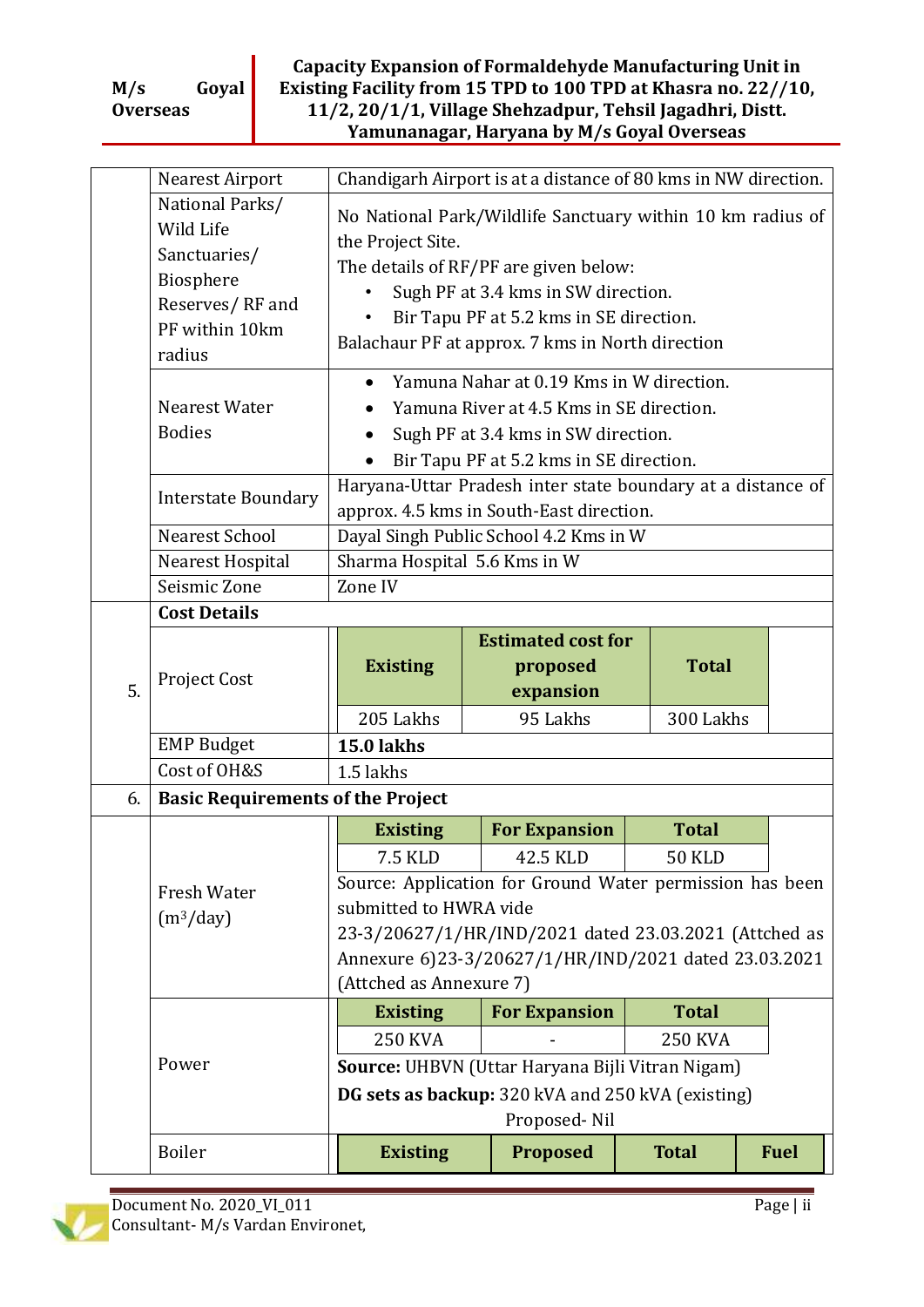| | | |
|---|---|---|
| | Nearest Airport | Chandigarh Airport is at a distance of 80 kms in NW direction. |
| | National Parks/ Wild Life Sanctuaries/ Biosphere Reserves/ RF and PF within 10km radius | No National Park/Wildlife Sanctuary within 10 km radius of the Project Site.<br>The details of RF/PF are given below:<br>• Sugh PF at 3.4 kms in SW direction.<br>• Bir Tapu PF at 5.2 kms in SE direction.<br>Balachaur PF at approx. 7 kms in North direction |
| | Nearest Water Bodies | • Yamuna Nahar at 0.19 Kms in W direction.<br>• Yamuna River at 4.5 Kms in SE direction.<br>• Sugh PF at 3.4 kms in SW direction.<br>• Bir Tapu PF at 5.2 kms in SE direction. |
| | Interstate Boundary | Haryana-Uttar Pradesh inter state boundary at a distance of approx. 4.5 kms in South-East direction. |
| | Nearest School | Dayal Singh Public School 4.2 Kms in W |
| | Nearest Hospital | Sharma Hospital 5.6 Kms in W |
| | Seismic Zone | Zone IV |
| 5. | **Cost Details** | |
| | Project Cost | **Existing**: 205 Lakhs; **Estimated cost for proposed expansion**: 95 Lakhs; **Total**: 300 Lakhs |
| | EMP Budget | **15.0 lakhs** |
| | Cost of OH&S | 1.5 lakhs |
| 6. | **Basic Requirements of the Project** | |
| | Fresh Water ($m^3$/day) | **Existing**: 7.5 KLD; **For Expansion**: 42.5 KLD; **Total**: 50 KLD<br>Source: Application for Ground Water permission has been submitted to HWRA vide 23-3/20627/1/HR/IND/2021 dated 23.03.2021 (Attched as Annexure 6)23-3/20627/1/HR/IND/2021 dated 23.03.2021 (Attched as Annexure 7) |
| | Power | **Existing**: 250 KVA; **For Expansion**: -; **Total**: 250 KVA<br>**Source:** UHBVN (Uttar Haryana Bijli Vitran Nigam)<br>**DG sets as backup:** 320 kVA and 250 kVA (existing)<br>Proposed- Nil |
| | Boiler | **Existing** \| **Proposed** \| **Total** \| **Fuel** |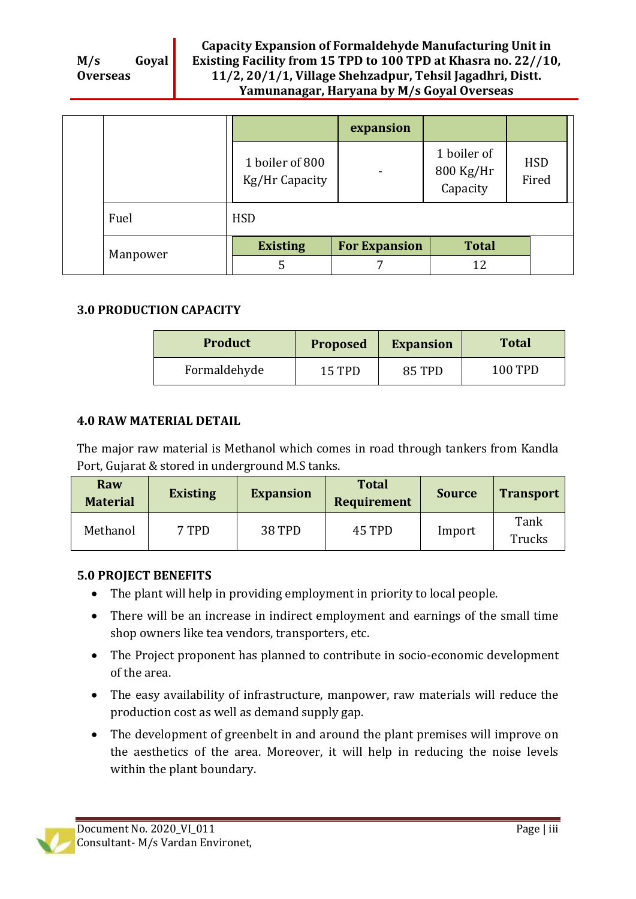|  |  |  | expansion |  |  |
|---|---|---|---|---|---|
|  |  | 1 boiler of 800 Kg/Hr Capacity | - | 1 boiler of 800 Kg/Hr Capacity | HSD Fired |
|  | Fuel | HSD |  |  |  |
|  | Manpower | Existing | For Expansion | Total |  |
|  |  | 5 | 7 | 12 |  |

## 3.0 PRODUCTION CAPACITY

| Product | Proposed | Expansion | Total |
|---|---|---|---|
| Formaldehyde | 15 TPD | 85 TPD | 100 TPD |

## 4.0 RAW MATERIAL DETAIL

The major raw material is Methanol which comes in road through tankers from Kandla Port, Gujarat & stored in underground M.S tanks.

| Raw Material | Existing | Expansion | Total Requirement | Source | Transport |
|---|---|---|---|---|---|
| Methanol | 7 TPD | 38 TPD | 45 TPD | Import | Tank Trucks |

## 5.0 PROJECT BENEFITS

- The plant will help in providing employment in priority to local people.
- There will be an increase in indirect employment and earnings of the small time shop owners like tea vendors, transporters, etc.
- The Project proponent has planned to contribute in socio-economic development of the area.
- The easy availability of infrastructure, manpower, raw materials will reduce the production cost as well as demand supply gap.
- The development of greenbelt in and around the plant premises will improve on the aesthetics of the area. Moreover, it will help in reducing the noise levels within the plant boundary.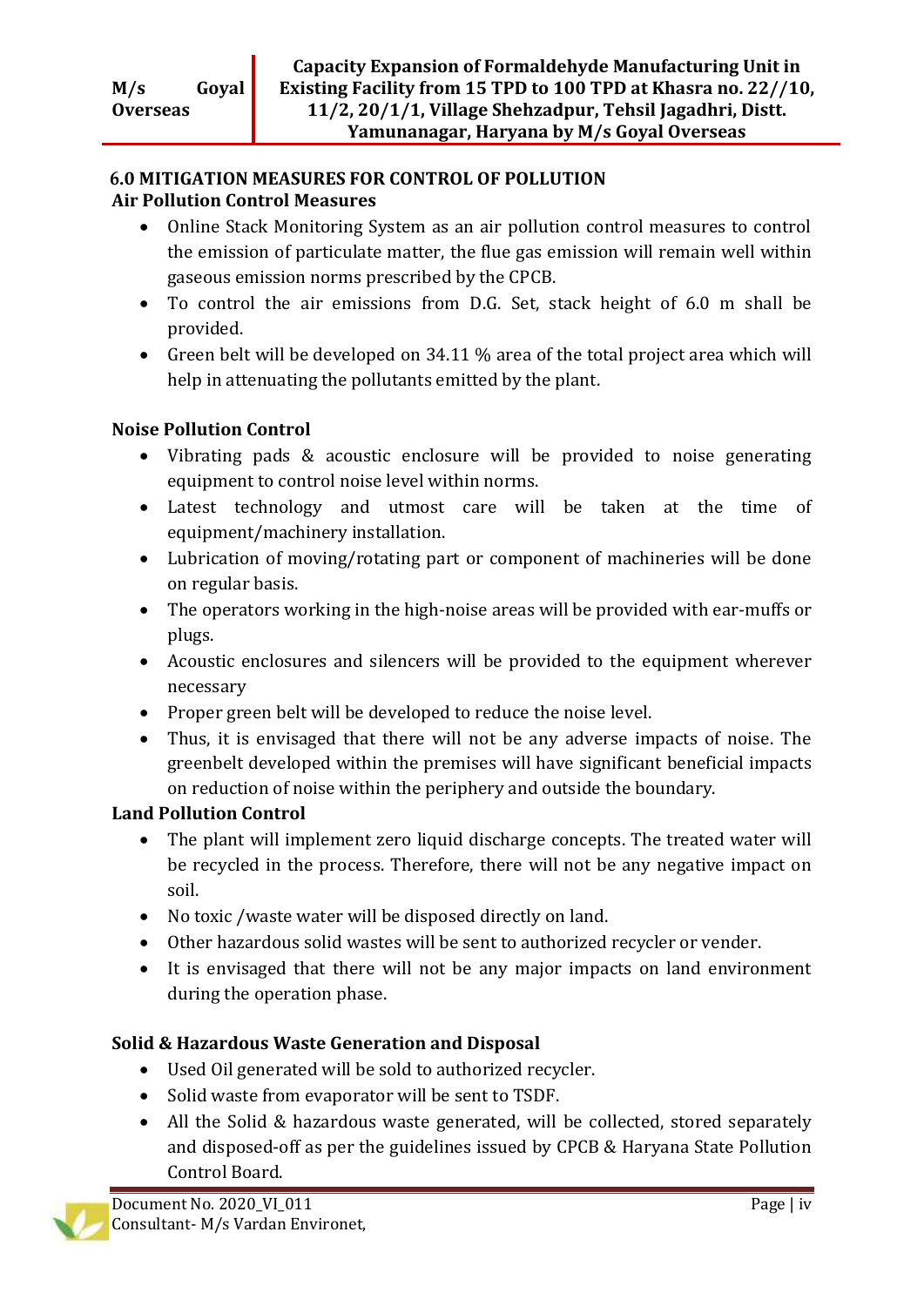## 6.0 MITIGATION MEASURES FOR CONTROL OF POLLUTION

### Air Pollution Control Measures

- Online Stack Monitoring System as an air pollution control measures to control the emission of particulate matter, the flue gas emission will remain well within gaseous emission norms prescribed by the CPCB.
- To control the air emissions from D.G. Set, stack height of 6.0 m shall be provided.
- Green belt will be developed on 34.11 % area of the total project area which will help in attenuating the pollutants emitted by the plant.

### Noise Pollution Control

- Vibrating pads & acoustic enclosure will be provided to noise generating equipment to control noise level within norms.
- Latest technology and utmost care will be taken at the time of equipment/machinery installation.
- Lubrication of moving/rotating part or component of machineries will be done on regular basis.
- The operators working in the high-noise areas will be provided with ear-muffs or plugs.
- Acoustic enclosures and silencers will be provided to the equipment wherever necessary
- Proper green belt will be developed to reduce the noise level.
- Thus, it is envisaged that there will not be any adverse impacts of noise. The greenbelt developed within the premises will have significant beneficial impacts on reduction of noise within the periphery and outside the boundary.

### Land Pollution Control

- The plant will implement zero liquid discharge concepts. The treated water will be recycled in the process. Therefore, there will not be any negative impact on soil.
- No toxic /waste water will be disposed directly on land.
- Other hazardous solid wastes will be sent to authorized recycler or vender.
- It is envisaged that there will not be any major impacts on land environment during the operation phase.

### Solid & Hazardous Waste Generation and Disposal

- Used Oil generated will be sold to authorized recycler.
- Solid waste from evaporator will be sent to TSDF.
- All the Solid & hazardous waste generated, will be collected, stored separately and disposed-off as per the guidelines issued by CPCB & Haryana State Pollution Control Board.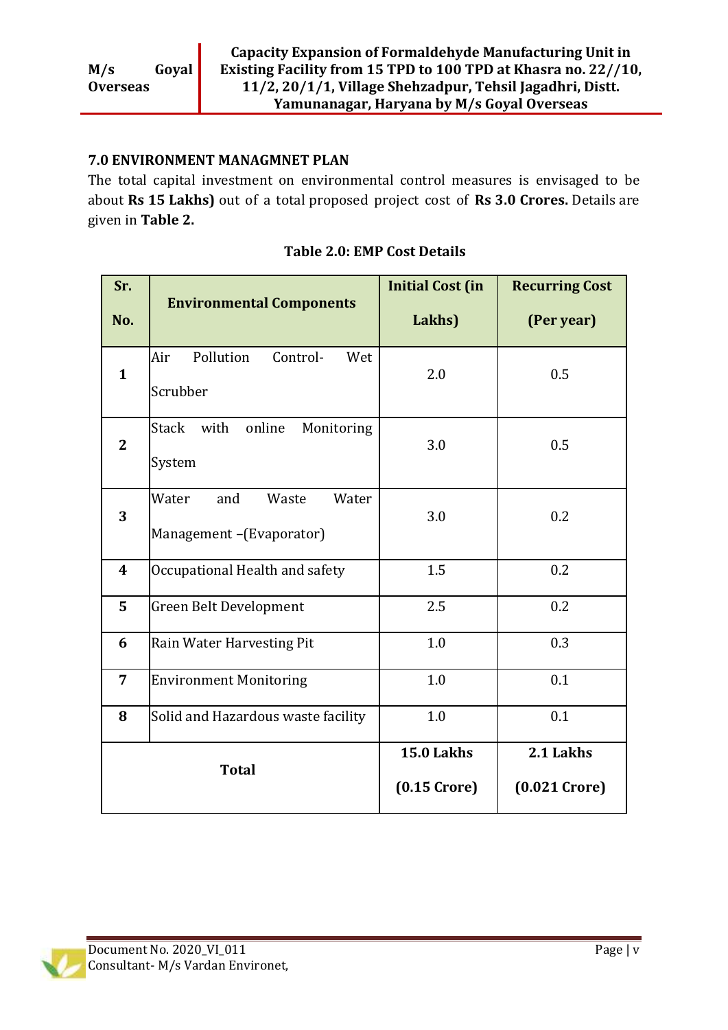## 7.0 ENVIRONMENT MANAGMNET PLAN

The total capital investment on environmental control measures is envisaged to be about **Rs 15 Lakhs)** out of a total proposed project cost of **Rs 3.0 Crores.** Details are given in **Table 2.**

**Table 2.0: EMP Cost Details**

| Sr. No. | Environmental Components | Initial Cost (in Lakhs) | Recurring Cost (Per year) |
|---|---|---|---|
| **1** | Air Pollution Control- Wet Scrubber | 2.0 | 0.5 |
| **2** | Stack with online Monitoring System | 3.0 | 0.5 |
| **3** | Water and Waste Water Management –(Evaporator) | 3.0 | 0.2 |
| **4** | Occupational Health and safety | 1.5 | 0.2 |
| **5** | Green Belt Development | 2.5 | 0.2 |
| **6** | Rain Water Harvesting Pit | 1.0 | 0.3 |
| **7** | Environment Monitoring | 1.0 | 0.1 |
| **8** | Solid and Hazardous waste facility | 1.0 | 0.1 |
| **Total** | | **15.0 Lakhs (0.15 Crore)** | **2.1 Lakhs (0.021 Crore)** |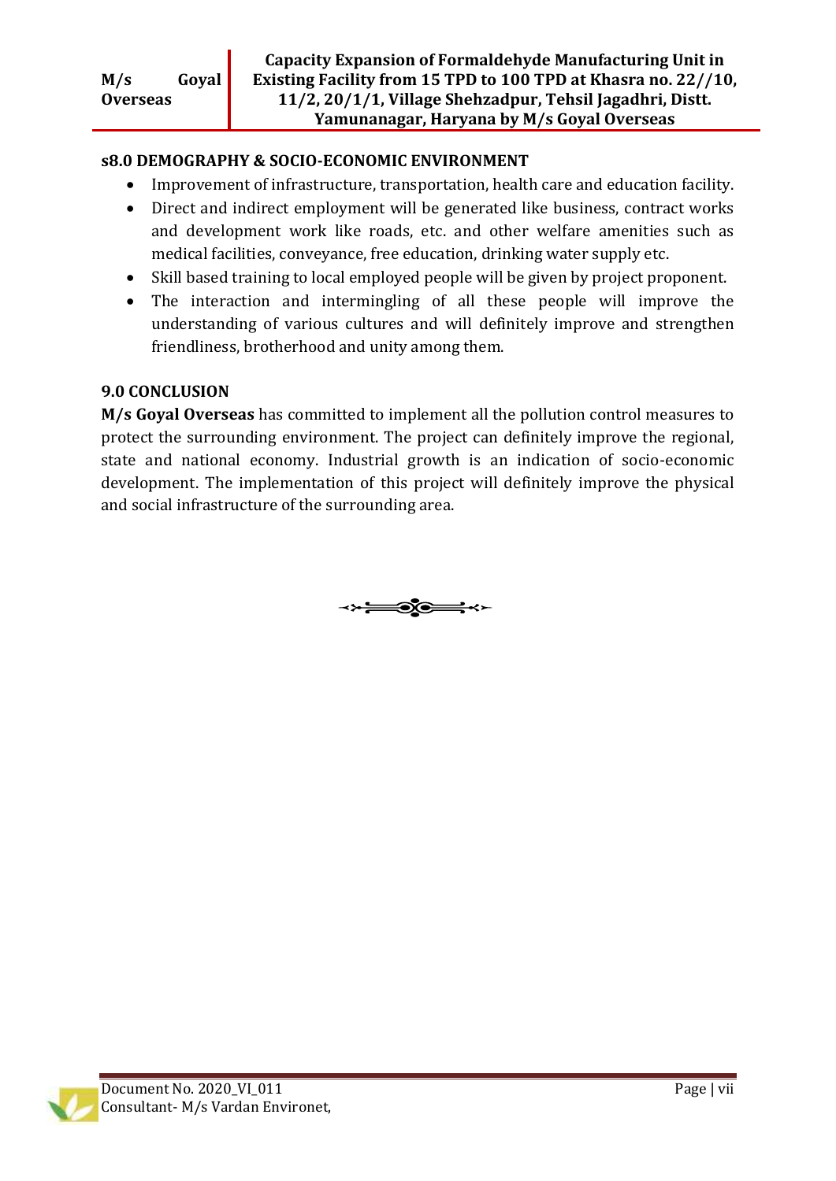## s8.0 DEMOGRAPHY & SOCIO-ECONOMIC ENVIRONMENT

- Improvement of infrastructure, transportation, health care and education facility.
- Direct and indirect employment will be generated like business, contract works and development work like roads, etc. and other welfare amenities such as medical facilities, conveyance, free education, drinking water supply etc.
- Skill based training to local employed people will be given by project proponent.
- The interaction and intermingling of all these people will improve the understanding of various cultures and will definitely improve and strengthen friendliness, brotherhood and unity among them.

## 9.0 CONCLUSION

**M/s Goyal Overseas** has committed to implement all the pollution control measures to protect the surrounding environment. The project can definitely improve the regional, state and national economy. Industrial growth is an indication of socio-economic development. The implementation of this project will definitely improve the physical and social infrastructure of the surrounding area.